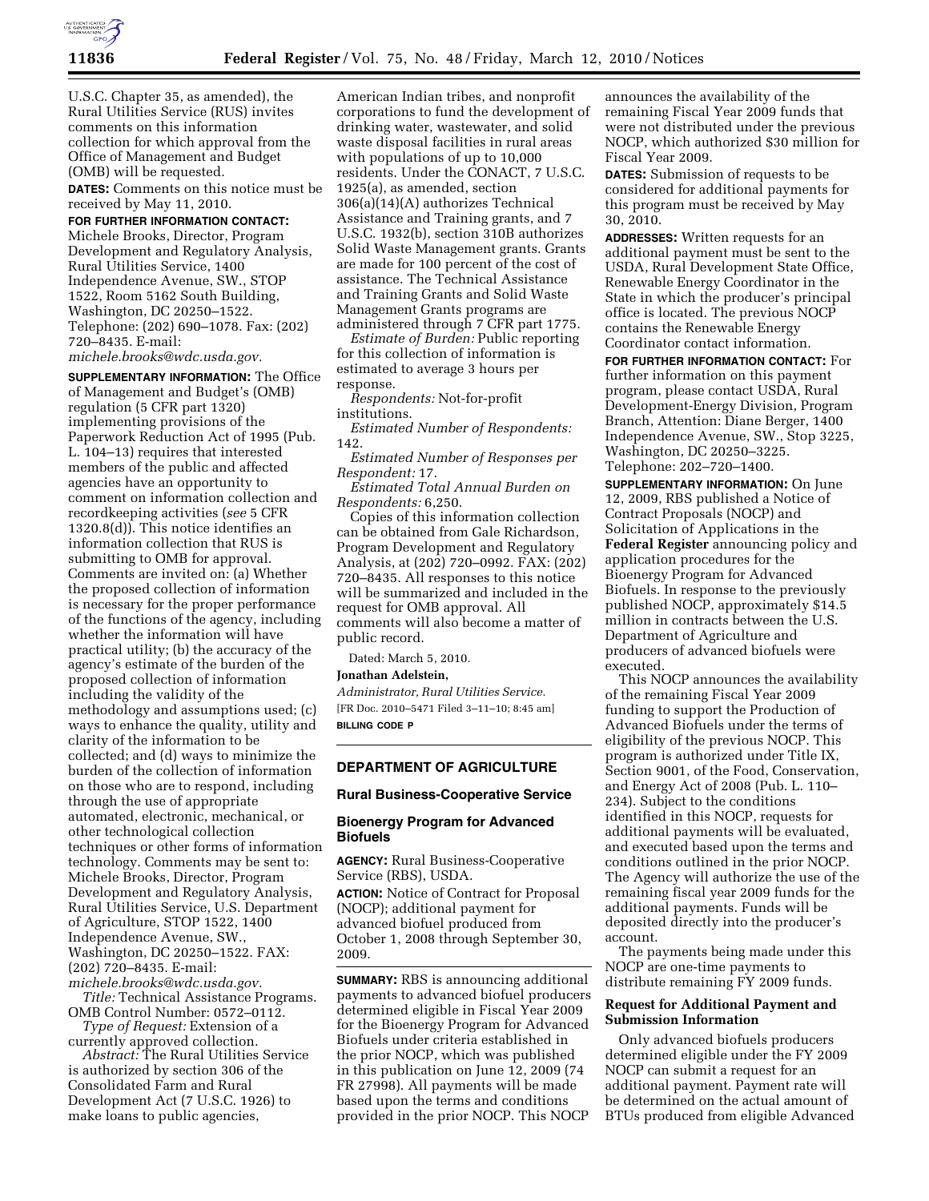U.S.C. Chapter 35, as amended), the Rural Utilities Service (RUS) invites comments on this information collection for which approval from the Office of Management and Budget (OMB) will be requested.

**DATES:** Comments on this notice must be received by May 11, 2010.

**FOR FURTHER INFORMATION CONTACT:** Michele Brooks, Director, Program Development and Regulatory Analysis, Rural Utilities Service, 1400 Independence Avenue, SW., STOP 1522, Room 5162 South Building, Washington, DC 20250–1522. Telephone: (202) 690–1078. Fax: (202) 720–8435. E-mail: *michele.brooks@wdc.usda.gov.*

**SUPPLEMENTARY INFORMATION:** The Office of Management and Budget's (OMB) regulation (5 CFR part 1320) implementing provisions of the Paperwork Reduction Act of 1995 (Pub. L. 104–13) requires that interested members of the public and affected agencies have an opportunity to comment on information collection and recordkeeping activities (*see* 5 CFR 1320.8(d)). This notice identifies an information collection that RUS is submitting to OMB for approval. Comments are invited on: (a) Whether the proposed collection of information is necessary for the proper performance of the functions of the agency, including whether the information will have practical utility; (b) the accuracy of the agency's estimate of the burden of the proposed collection of information including the validity of the methodology and assumptions used; (c) ways to enhance the quality, utility and clarity of the information to be collected; and (d) ways to minimize the burden of the collection of information on those who are to respond, including through the use of appropriate automated, electronic, mechanical, or other technological collection techniques or other forms of information technology. Comments may be sent to: Michele Brooks, Director, Program Development and Regulatory Analysis, Rural Utilities Service, U.S. Department of Agriculture, STOP 1522, 1400 Independence Avenue, SW., Washington, DC 20250–1522. FAX: (202) 720–8435. E-mail: *michele.brooks@wdc.usda.gov.*

*Title:* Technical Assistance Programs.

OMB Control Number: 0572–0112.

*Type of Request:* Extension of a currently approved collection.

*Abstract:* The Rural Utilities Service is authorized by section 306 of the Consolidated Farm and Rural Development Act (7 U.S.C. 1926) to make loans to public agencies, American Indian tribes, and nonprofit corporations to fund the development of drinking water, wastewater, and solid waste disposal facilities in rural areas with populations of up to 10,000 residents. Under the CONACT, 7 U.S.C. 1925(a), as amended, section 306(a)(14)(A) authorizes Technical Assistance and Training grants, and 7 U.S.C. 1932(b), section 310B authorizes Solid Waste Management grants. Grants are made for 100 percent of the cost of assistance. The Technical Assistance and Training Grants and Solid Waste Management Grants programs are administered through 7 CFR part 1775.

*Estimate of Burden:* Public reporting for this collection of information is estimated to average 3 hours per response.

*Respondents:* Not-for-profit institutions.

*Estimated Number of Respondents:* 142.

*Estimated Number of Responses per Respondent:* 17.

*Estimated Total Annual Burden on Respondents:* 6,250.

Copies of this information collection can be obtained from Gale Richardson, Program Development and Regulatory Analysis, at (202) 720–0992. FAX: (202) 720–8435. All responses to this notice will be summarized and included in the request for OMB approval. All comments will also become a matter of public record.

Dated: March 5, 2010.

**Jonathan Adelstein,**

*Administrator, Rural Utilities Service.*

[FR Doc. 2010–5471 Filed 3–11–10; 8:45 am]

**BILLING CODE P**

## DEPARTMENT OF AGRICULTURE

### Rural Business-Cooperative Service

### Bioenergy Program for Advanced Biofuels

**AGENCY:** Rural Business-Cooperative Service (RBS), USDA.

**ACTION:** Notice of Contract for Proposal (NOCP); additional payment for advanced biofuel produced from October 1, 2008 through September 30, 2009.

**SUMMARY:** RBS is announcing additional payments to advanced biofuel producers determined eligible in Fiscal Year 2009 for the Bioenergy Program for Advanced Biofuels under criteria established in the prior NOCP, which was published in this publication on June 12, 2009 (74 FR 27998). All payments will be made based upon the terms and conditions provided in the prior NOCP. This NOCP announces the availability of the remaining Fiscal Year 2009 funds that were not distributed under the previous NOCP, which authorized $30 million for Fiscal Year 2009.

**DATES:** Submission of requests to be considered for additional payments for this program must be received by May 30, 2010.

**ADDRESSES:** Written requests for an additional payment must be sent to the USDA, Rural Development State Office, Renewable Energy Coordinator in the State in which the producer's principal office is located. The previous NOCP contains the Renewable Energy Coordinator contact information.

**FOR FURTHER INFORMATION CONTACT:** For further information on this payment program, please contact USDA, Rural Development-Energy Division, Program Branch, Attention: Diane Berger, 1400 Independence Avenue, SW., Stop 3225, Washington, DC 20250–3225. Telephone: 202–720–1400.

**SUPPLEMENTARY INFORMATION:** On June 12, 2009, RBS published a Notice of Contract Proposals (NOCP) and Solicitation of Applications in the **Federal Register** announcing policy and application procedures for the Bioenergy Program for Advanced Biofuels. In response to the previously published NOCP, approximately $14.5 million in contracts between the U.S. Department of Agriculture and producers of advanced biofuels were executed.

This NOCP announces the availability of the remaining Fiscal Year 2009 funding to support the Production of Advanced Biofuels under the terms of eligibility of the previous NOCP. This program is authorized under Title IX, Section 9001, of the Food, Conservation, and Energy Act of 2008 (Pub. L. 110–234). Subject to the conditions identified in this NOCP, requests for additional payments will be evaluated, and executed based upon the terms and conditions outlined in the prior NOCP. The Agency will authorize the use of the remaining fiscal year 2009 funds for the additional payments. Funds will be deposited directly into the producer's account.

The payments being made under this NOCP are one-time payments to distribute remaining FY 2009 funds.

### Request for Additional Payment and Submission Information

Only advanced biofuels producers determined eligible under the FY 2009 NOCP can submit a request for an additional payment. Payment rate will be determined on the actual amount of BTUs produced from eligible Advanced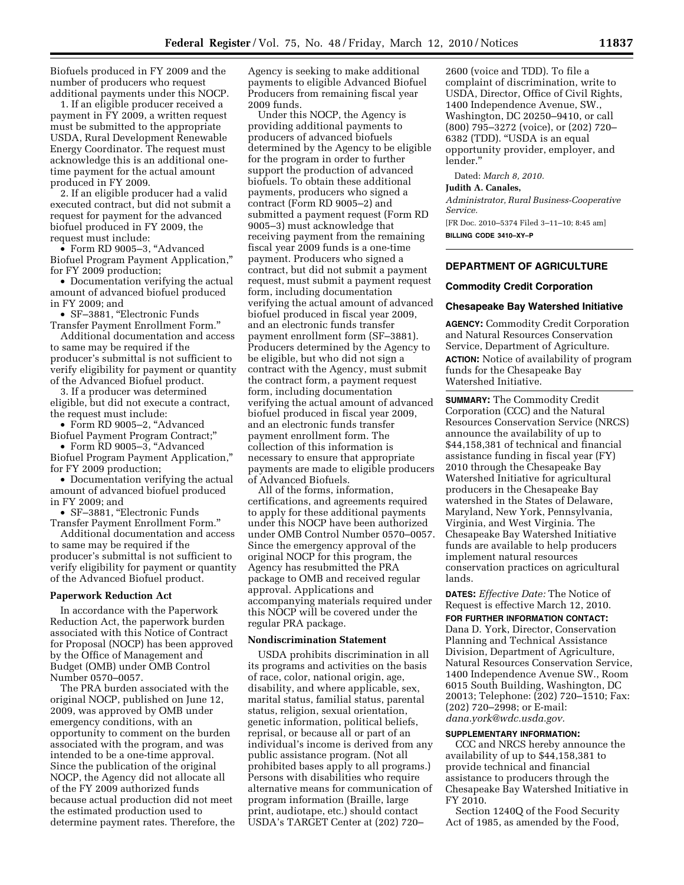Biofuels produced in FY 2009 and the number of producers who request additional payments under this NOCP.

1. If an eligible producer received a payment in FY 2009, a written request must be submitted to the appropriate USDA, Rural Development Renewable Energy Coordinator. The request must acknowledge this is an additional one-time payment for the actual amount produced in FY 2009.

2. If an eligible producer had a valid executed contract, but did not submit a request for payment for the advanced biofuel produced in FY 2009, the request must include:

- Form RD 9005–3, "Advanced Biofuel Program Payment Application," for FY 2009 production;
- Documentation verifying the actual amount of advanced biofuel produced in FY 2009; and
- SF–3881, "Electronic Funds Transfer Payment Enrollment Form."

Additional documentation and access to same may be required if the producer's submittal is not sufficient to verify eligibility for payment or quantity of the Advanced Biofuel product.

3. If a producer was determined eligible, but did not execute a contract, the request must include:

- Form RD 9005–2, "Advanced Biofuel Payment Program Contract;"
- Form RD 9005–3, "Advanced Biofuel Program Payment Application," for FY 2009 production;
- Documentation verifying the actual amount of advanced biofuel produced in FY 2009; and
- SF–3881, "Electronic Funds Transfer Payment Enrollment Form."

Additional documentation and access to same may be required if the producer's submittal is not sufficient to verify eligibility for payment or quantity of the Advanced Biofuel product.

## Paperwork Reduction Act

In accordance with the Paperwork Reduction Act, the paperwork burden associated with this Notice of Contract for Proposal (NOCP) has been approved by the Office of Management and Budget (OMB) under OMB Control Number 0570–0057.

The PRA burden associated with the original NOCP, published on June 12, 2009, was approved by OMB under emergency conditions, with an opportunity to comment on the burden associated with the program, and was intended to be a one-time approval. Since the publication of the original NOCP, the Agency did not allocate all of the FY 2009 authorized funds because actual production did not meet the estimated production used to determine payment rates. Therefore, the Agency is seeking to make additional payments to eligible Advanced Biofuel Producers from remaining fiscal year 2009 funds.

Under this NOCP, the Agency is providing additional payments to producers of advanced biofuels determined by the Agency to be eligible for the program in order to further support the production of advanced biofuels. To obtain these additional payments, producers who signed a contract (Form RD 9005–2) and submitted a payment request (Form RD 9005–3) must acknowledge that receiving payment from the remaining fiscal year 2009 funds is a one-time payment. Producers who signed a contract, but did not submit a payment request, must submit a payment request form, including documentation verifying the actual amount of advanced biofuel produced in fiscal year 2009, and an electronic funds transfer payment enrollment form (SF–3881). Producers determined by the Agency to be eligible, but who did not sign a contract with the Agency, must submit the contract form, a payment request form, including documentation verifying the actual amount of advanced biofuel produced in fiscal year 2009, and an electronic funds transfer payment enrollment form. The collection of this information is necessary to ensure that appropriate payments are made to eligible producers of Advanced Biofuels.

All of the forms, information, certifications, and agreements required to apply for these additional payments under this NOCP have been authorized under OMB Control Number 0570–0057. Since the emergency approval of the original NOCP for this program, the Agency has resubmitted the PRA package to OMB and received regular approval. Applications and accompanying materials required under this NOCP will be covered under the regular PRA package.

## Nondiscrimination Statement

USDA prohibits discrimination in all its programs and activities on the basis of race, color, national origin, age, disability, and where applicable, sex, marital status, familial status, parental status, religion, sexual orientation, genetic information, political beliefs, reprisal, or because all or part of an individual's income is derived from any public assistance program. (Not all prohibited bases apply to all programs.) Persons with disabilities who require alternative means for communication of program information (Braille, large print, audiotape, etc.) should contact USDA's TARGET Center at (202) 720–2600 (voice and TDD). To file a complaint of discrimination, write to USDA, Director, Office of Civil Rights, 1400 Independence Avenue, SW., Washington, DC 20250–9410, or call (800) 795–3272 (voice), or (202) 720–6382 (TDD). "USDA is an equal opportunity provider, employer, and lender."

Dated: *March 8, 2010.*

**Judith A. Canales,**

*Administrator, Rural Business-Cooperative Service.*

[FR Doc. 2010–5374 Filed 3–11–10; 8:45 am]

**BILLING CODE 3410–XY–P**

---

# DEPARTMENT OF AGRICULTURE

## Commodity Credit Corporation

## Chesapeake Bay Watershed Initiative

**AGENCY:** Commodity Credit Corporation and Natural Resources Conservation Service, Department of Agriculture.

**ACTION:** Notice of availability of program funds for the Chesapeake Bay Watershed Initiative.

**SUMMARY:** The Commodity Credit Corporation (CCC) and the Natural Resources Conservation Service (NRCS) announce the availability of up to $44,158,381 of technical and financial assistance funding in fiscal year (FY) 2010 through the Chesapeake Bay Watershed Initiative for agricultural producers in the Chesapeake Bay watershed in the States of Delaware, Maryland, New York, Pennsylvania, Virginia, and West Virginia. The Chesapeake Bay Watershed Initiative funds are available to help producers implement natural resources conservation practices on agricultural lands.

**DATES:** *Effective Date:* The Notice of Request is effective March 12, 2010.

**FOR FURTHER INFORMATION CONTACT:** Dana D. York, Director, Conservation Planning and Technical Assistance Division, Department of Agriculture, Natural Resources Conservation Service, 1400 Independence Avenue SW., Room 6015 South Building, Washington, DC 20013; Telephone: (202) 720–1510; Fax: (202) 720–2998; or E-mail: *dana.york@wdc.usda.gov.*

**SUPPLEMENTARY INFORMATION:**

CCC and NRCS hereby announce the availability of up to $44,158,381 to provide technical and financial assistance to producers through the Chesapeake Bay Watershed Initiative in FY 2010.

Section 1240Q of the Food Security Act of 1985, as amended by the Food,